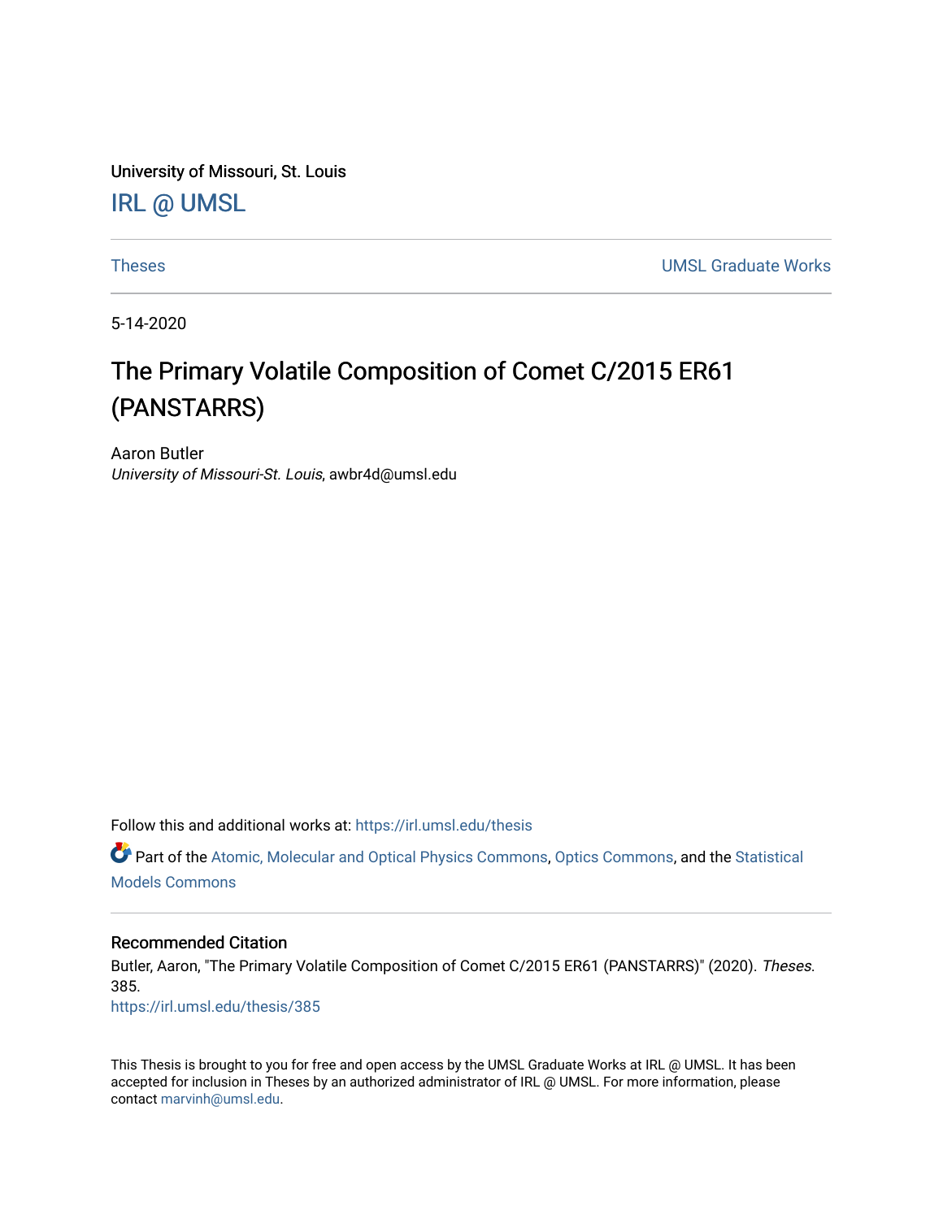University of Missouri, St. Louis

IRL @ UMSL

Theses

UMSL Graduate Works

5-14-2020

# The Primary Volatile Composition of Comet C/2015 ER61 (PANSTARRS)

Aaron Butler

*University of Missouri-St. Louis*, awbr4d@umsl.edu

Follow this and additional works at: https://irl.umsl.edu/thesis

Part of the Atomic, Molecular and Optical Physics Commons, Optics Commons, and the Statistical Models Commons

## Recommended Citation

Butler, Aaron, "The Primary Volatile Composition of Comet C/2015 ER61 (PANSTARRS)" (2020). *Theses*. 385.

https://irl.umsl.edu/thesis/385

This Thesis is brought to you for free and open access by the UMSL Graduate Works at IRL @ UMSL. It has been accepted for inclusion in Theses by an authorized administrator of IRL @ UMSL. For more information, please contact marvinh@umsl.edu.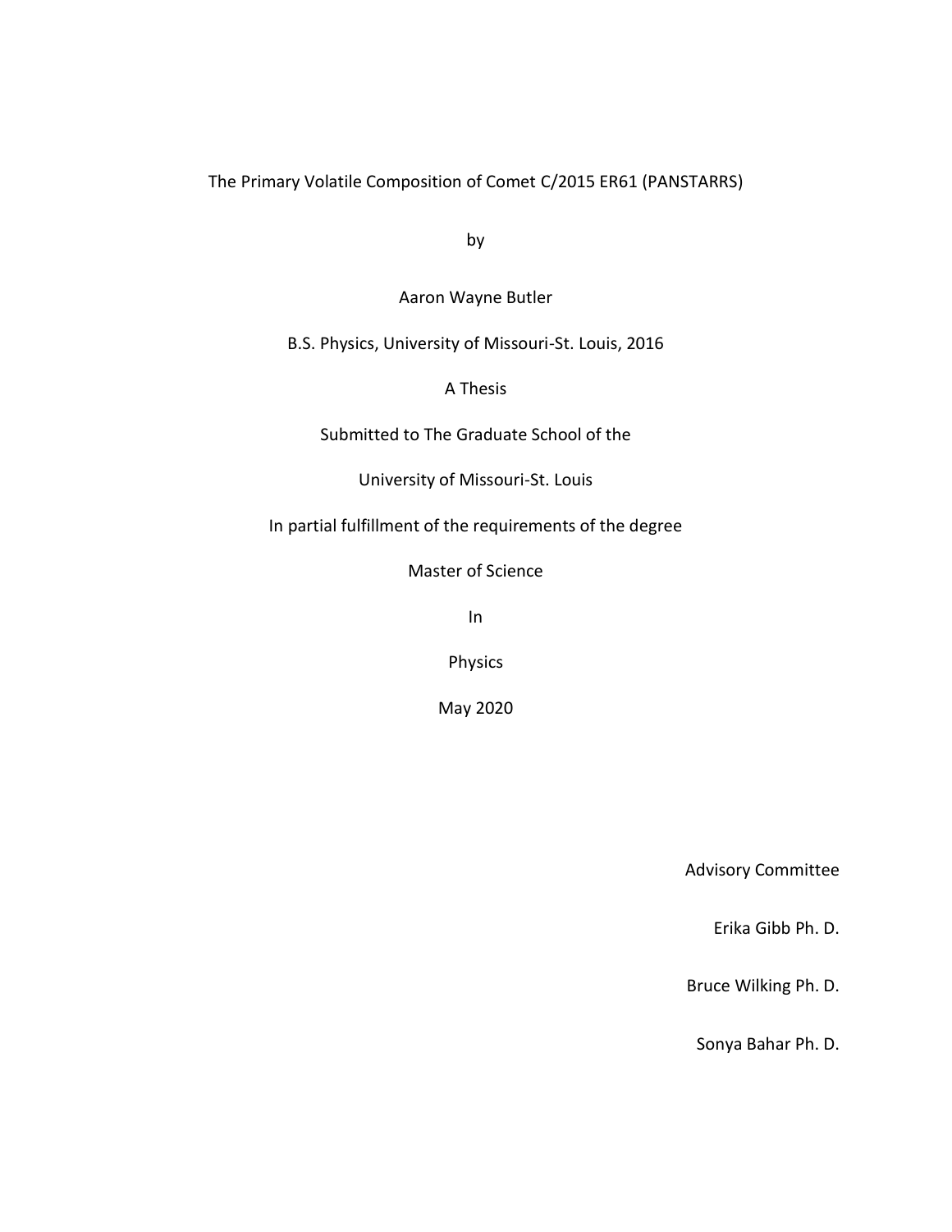# The Primary Volatile Composition of Comet C/2015 ER61 (PANSTARRS)

by

Aaron Wayne Butler

B.S. Physics, University of Missouri-St. Louis, 2016

A Thesis

Submitted to The Graduate School of the

University of Missouri-St. Louis

In partial fulfillment of the requirements of the degree

Master of Science

In

Physics

May 2020

Advisory Committee

Erika Gibb Ph. D.

Bruce Wilking Ph. D.

Sonya Bahar Ph. D.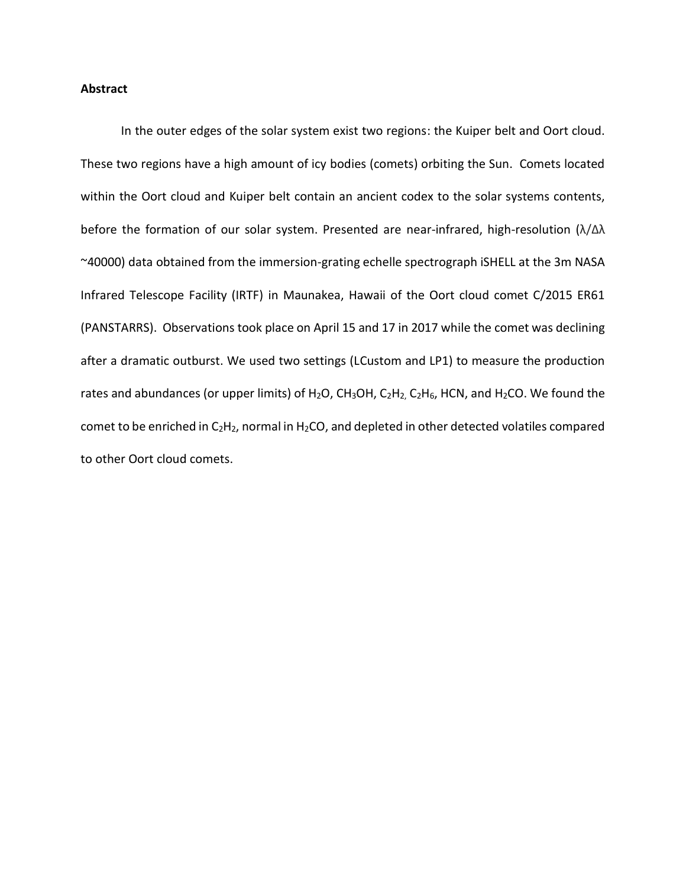**Abstract**

In the outer edges of the solar system exist two regions: the Kuiper belt and Oort cloud. These two regions have a high amount of icy bodies (comets) orbiting the Sun. Comets located within the Oort cloud and Kuiper belt contain an ancient codex to the solar systems contents, before the formation of our solar system. Presented are near-infrared, high-resolution ($\lambda/\Delta\lambda$ ~40000) data obtained from the immersion-grating echelle spectrograph iSHELL at the 3m NASA Infrared Telescope Facility (IRTF) in Maunakea, Hawaii of the Oort cloud comet C/2015 ER61 (PANSTARRS). Observations took place on April 15 and 17 in 2017 while the comet was declining after a dramatic outburst. We used two settings (LCustom and LP1) to measure the production rates and abundances (or upper limits) of $H_2O$, $CH_3OH$, $C_2H_2$, $C_2H_6$, HCN, and $H_2CO$. We found the comet to be enriched in $C_2H_2$, normal in $H_2CO$, and depleted in other detected volatiles compared to other Oort cloud comets.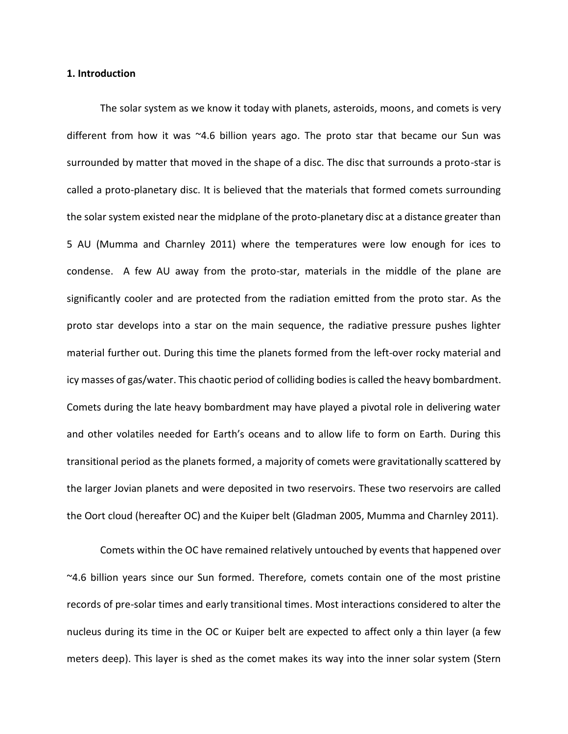**1. Introduction**

The solar system as we know it today with planets, asteroids, moons, and comets is very different from how it was ~4.6 billion years ago. The proto star that became our Sun was surrounded by matter that moved in the shape of a disc. The disc that surrounds a proto-star is called a proto-planetary disc. It is believed that the materials that formed comets surrounding the solar system existed near the midplane of the proto-planetary disc at a distance greater than 5 AU (Mumma and Charnley 2011) where the temperatures were low enough for ices to condense. A few AU away from the proto-star, materials in the middle of the plane are significantly cooler and are protected from the radiation emitted from the proto star. As the proto star develops into a star on the main sequence, the radiative pressure pushes lighter material further out. During this time the planets formed from the left-over rocky material and icy masses of gas/water. This chaotic period of colliding bodies is called the heavy bombardment. Comets during the late heavy bombardment may have played a pivotal role in delivering water and other volatiles needed for Earth's oceans and to allow life to form on Earth. During this transitional period as the planets formed, a majority of comets were gravitationally scattered by the larger Jovian planets and were deposited in two reservoirs. These two reservoirs are called the Oort cloud (hereafter OC) and the Kuiper belt (Gladman 2005, Mumma and Charnley 2011).

Comets within the OC have remained relatively untouched by events that happened over ~4.6 billion years since our Sun formed. Therefore, comets contain one of the most pristine records of pre-solar times and early transitional times. Most interactions considered to alter the nucleus during its time in the OC or Kuiper belt are expected to affect only a thin layer (a few meters deep). This layer is shed as the comet makes its way into the inner solar system (Stern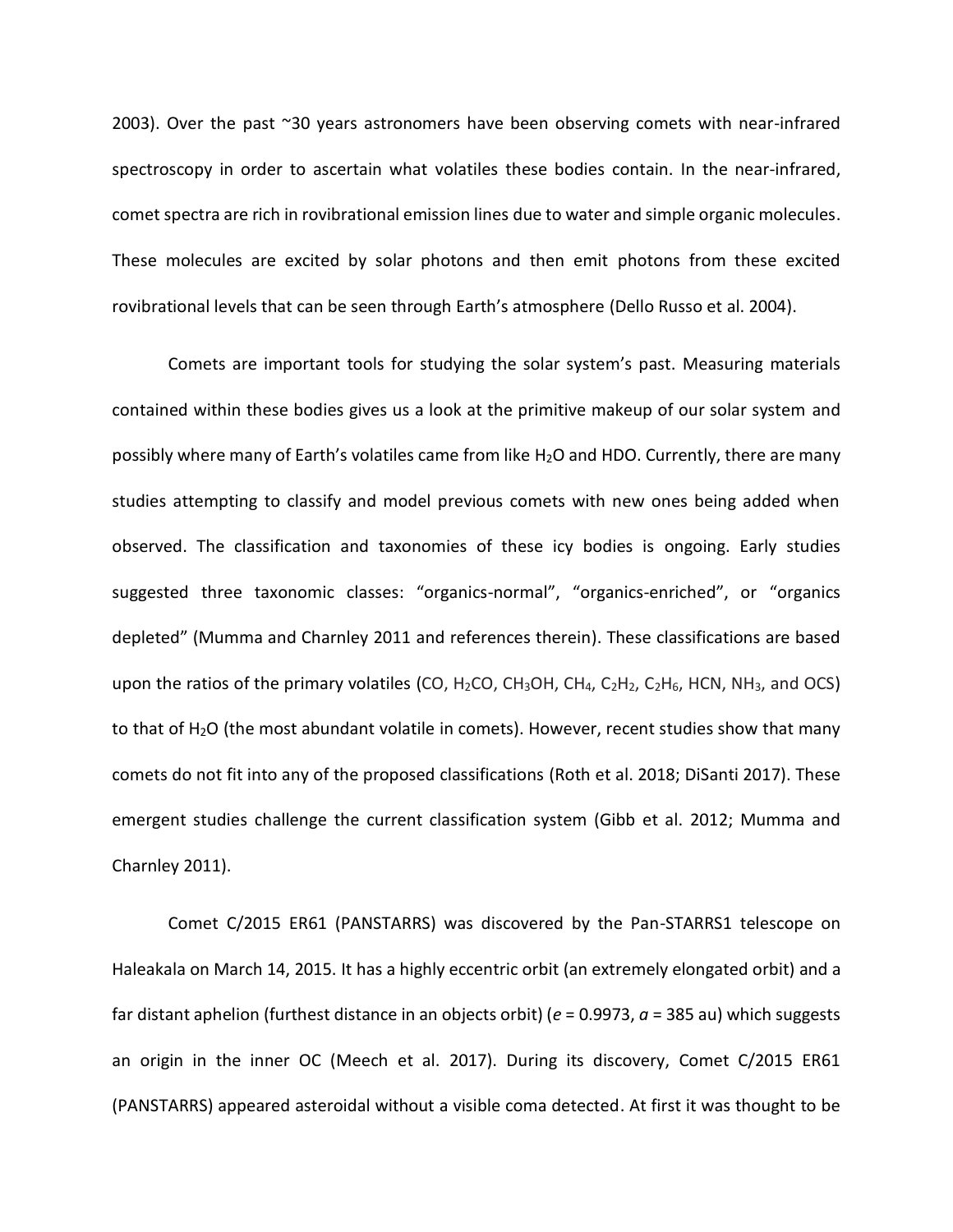2003). Over the past ~30 years astronomers have been observing comets with near-infrared spectroscopy in order to ascertain what volatiles these bodies contain. In the near-infrared, comet spectra are rich in rovibrational emission lines due to water and simple organic molecules. These molecules are excited by solar photons and then emit photons from these excited rovibrational levels that can be seen through Earth's atmosphere (Dello Russo et al. 2004).

Comets are important tools for studying the solar system's past. Measuring materials contained within these bodies gives us a look at the primitive makeup of our solar system and possibly where many of Earth's volatiles came from like $H_2O$ and HDO. Currently, there are many studies attempting to classify and model previous comets with new ones being added when observed. The classification and taxonomies of these icy bodies is ongoing. Early studies suggested three taxonomic classes: "organics-normal", "organics-enriched", or "organics depleted" (Mumma and Charnley 2011 and references therein). These classifications are based upon the ratios of the primary volatiles (CO, $H_2CO$, $CH_3OH$, $CH_4$, $C_2H_2$, $C_2H_6$, HCN, $NH_3$, and OCS) to that of $H_2O$ (the most abundant volatile in comets). However, recent studies show that many comets do not fit into any of the proposed classifications (Roth et al. 2018; DiSanti 2017). These emergent studies challenge the current classification system (Gibb et al. 2012; Mumma and Charnley 2011).

Comet C/2015 ER61 (PANSTARRS) was discovered by the Pan-STARRS1 telescope on Haleakala on March 14, 2015. It has a highly eccentric orbit (an extremely elongated orbit) and a far distant aphelion (furthest distance in an objects orbit) ($e$ = 0.9973, $a$ = 385 au) which suggests an origin in the inner OC (Meech et al. 2017). During its discovery, Comet C/2015 ER61 (PANSTARRS) appeared asteroidal without a visible coma detected. At first it was thought to be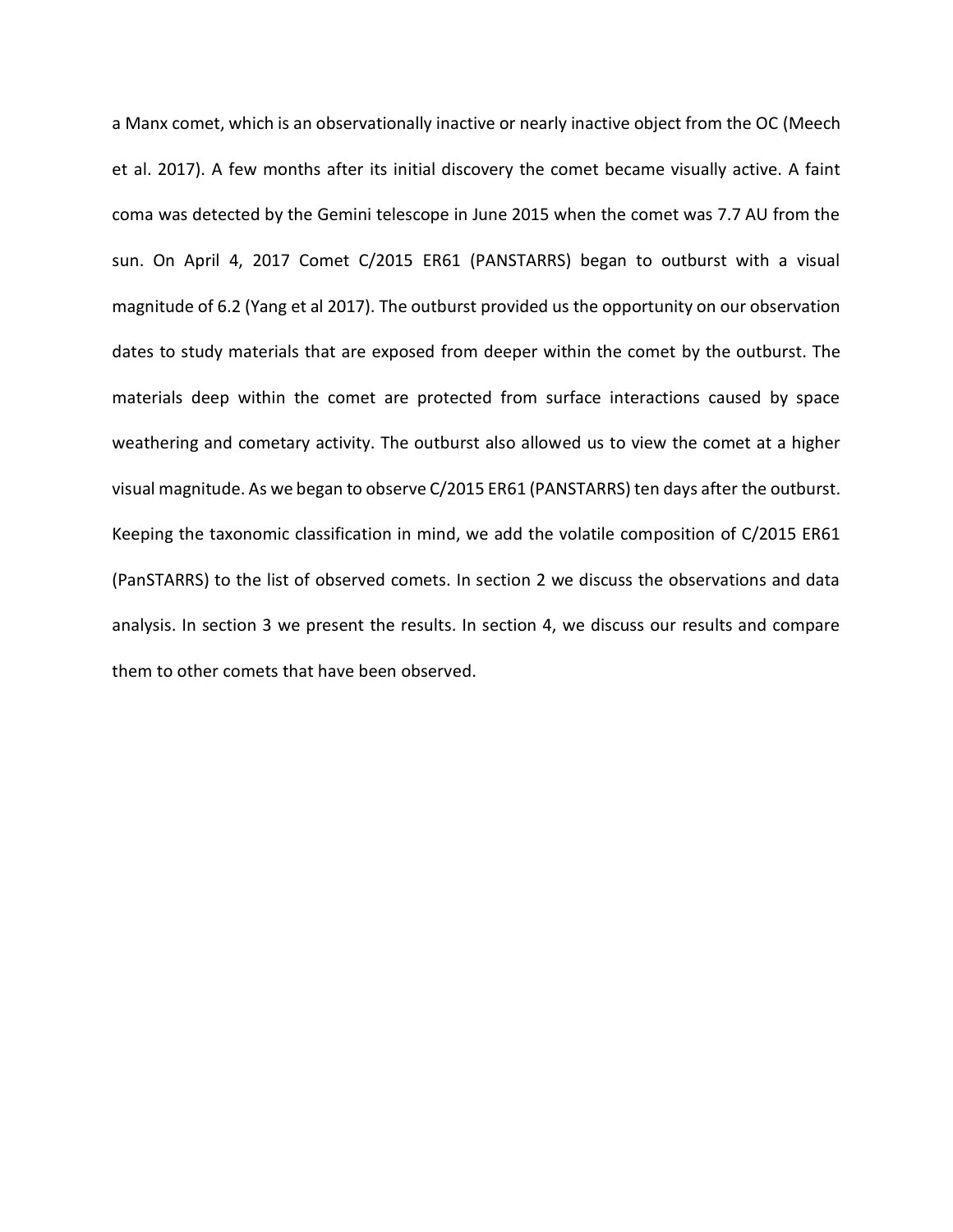a Manx comet, which is an observationally inactive or nearly inactive object from the OC (Meech et al. 2017). A few months after its initial discovery the comet became visually active. A faint coma was detected by the Gemini telescope in June 2015 when the comet was 7.7 AU from the sun. On April 4, 2017 Comet C/2015 ER61 (PANSTARRS) began to outburst with a visual magnitude of 6.2 (Yang et al 2017). The outburst provided us the opportunity on our observation dates to study materials that are exposed from deeper within the comet by the outburst. The materials deep within the comet are protected from surface interactions caused by space weathering and cometary activity. The outburst also allowed us to view the comet at a higher visual magnitude. As we began to observe C/2015 ER61 (PANSTARRS) ten days after the outburst. Keeping the taxonomic classification in mind, we add the volatile composition of C/2015 ER61 (PanSTARRS) to the list of observed comets. In section 2 we discuss the observations and data analysis. In section 3 we present the results. In section 4, we discuss our results and compare them to other comets that have been observed.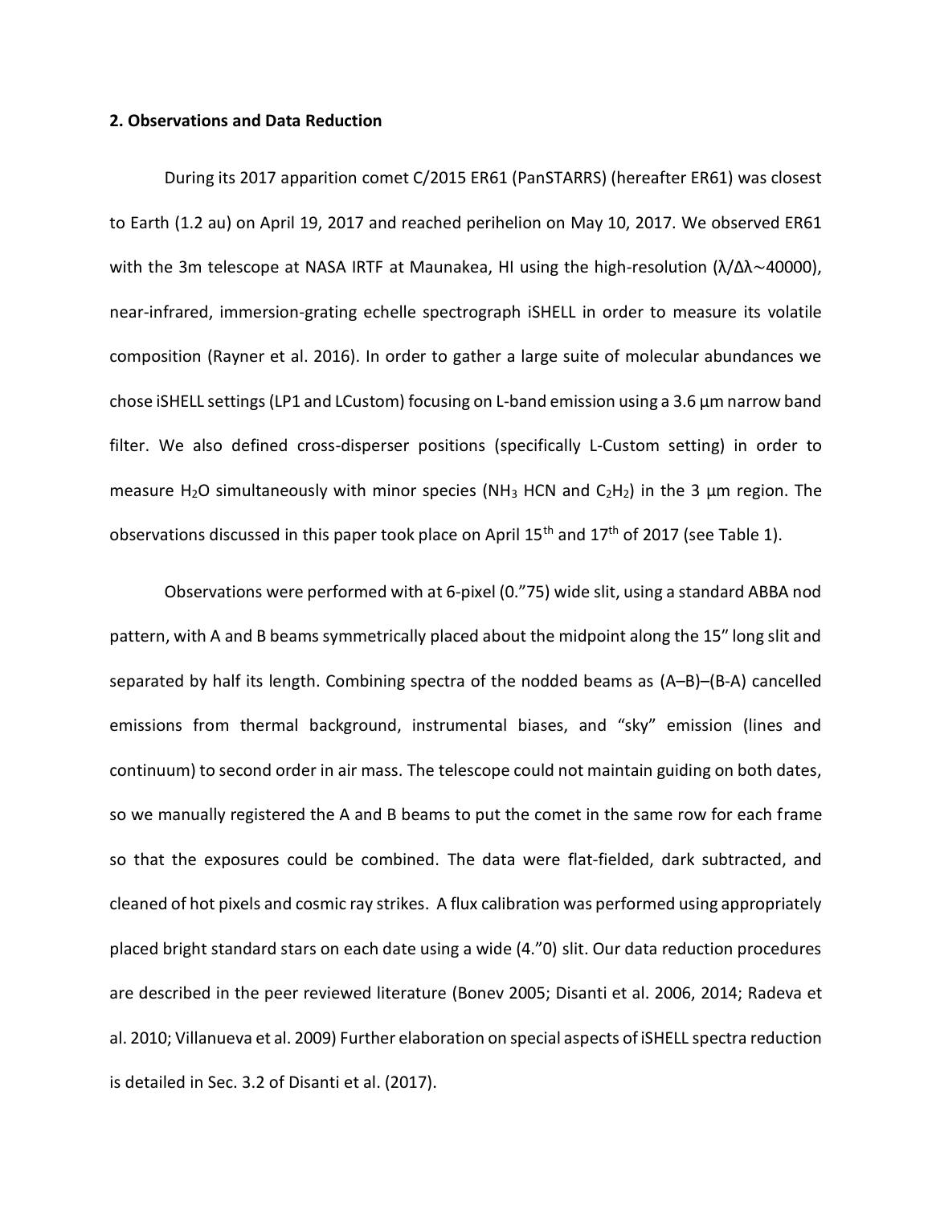**2. Observations and Data Reduction**

During its 2017 apparition comet C/2015 ER61 (PanSTARRS) (hereafter ER61) was closest to Earth (1.2 au) on April 19, 2017 and reached perihelion on May 10, 2017. We observed ER61 with the 3m telescope at NASA IRTF at Maunakea, HI using the high-resolution ($\lambda/\Delta\lambda \sim 40000$), near-infrared, immersion-grating echelle spectrograph iSHELL in order to measure its volatile composition (Rayner et al. 2016). In order to gather a large suite of molecular abundances we chose iSHELL settings (LP1 and LCustom) focusing on L-band emission using a 3.6 µm narrow band filter. We also defined cross-disperser positions (specifically L-Custom setting) in order to measure $H_2O$ simultaneously with minor species ($NH_3$ HCN and $C_2H_2$) in the 3 µm region. The observations discussed in this paper took place on April 15[th] and 17[th] of 2017 (see Table 1).

Observations were performed with at 6-pixel (0.”75) wide slit, using a standard ABBA nod pattern, with A and B beams symmetrically placed about the midpoint along the 15” long slit and separated by half its length. Combining spectra of the nodded beams as (A–B)–(B-A) cancelled emissions from thermal background, instrumental biases, and “sky” emission (lines and continuum) to second order in air mass. The telescope could not maintain guiding on both dates, so we manually registered the A and B beams to put the comet in the same row for each frame so that the exposures could be combined. The data were flat-fielded, dark subtracted, and cleaned of hot pixels and cosmic ray strikes. A flux calibration was performed using appropriately placed bright standard stars on each date using a wide (4.”0) slit. Our data reduction procedures are described in the peer reviewed literature (Bonev 2005; Disanti et al. 2006, 2014; Radeva et al. 2010; Villanueva et al. 2009) Further elaboration on special aspects of iSHELL spectra reduction is detailed in Sec. 3.2 of Disanti et al. (2017).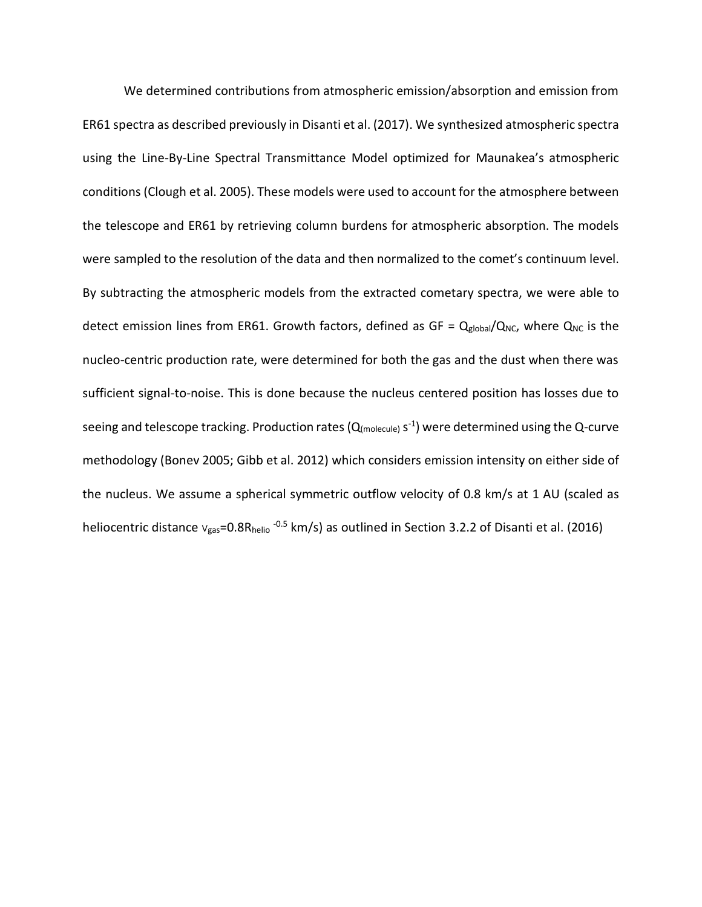We determined contributions from atmospheric emission/absorption and emission from ER61 spectra as described previously in Disanti et al. (2017). We synthesized atmospheric spectra using the Line-By-Line Spectral Transmittance Model optimized for Maunakea's atmospheric conditions (Clough et al. 2005). These models were used to account for the atmosphere between the telescope and ER61 by retrieving column burdens for atmospheric absorption. The models were sampled to the resolution of the data and then normalized to the comet's continuum level. By subtracting the atmospheric models from the extracted cometary spectra, we were able to detect emission lines from ER61. Growth factors, defined as GF = $Q_{global}/Q_{NC}$, where $Q_{NC}$ is the nucleo-centric production rate, were determined for both the gas and the dust when there was sufficient signal-to-noise. This is done because the nucleus centered position has losses due to seeing and telescope tracking. Production rates ($Q_{(molecule)}$ $s^{-1}$) were determined using the Q-curve methodology (Bonev 2005; Gibb et al. 2012) which considers emission intensity on either side of the nucleus. We assume a spherical symmetric outflow velocity of 0.8 km/s at 1 AU (scaled as heliocentric distance $v_{gas}$=$0.8R_{helio}^{-0.5}$ km/s) as outlined in Section 3.2.2 of Disanti et al. (2016)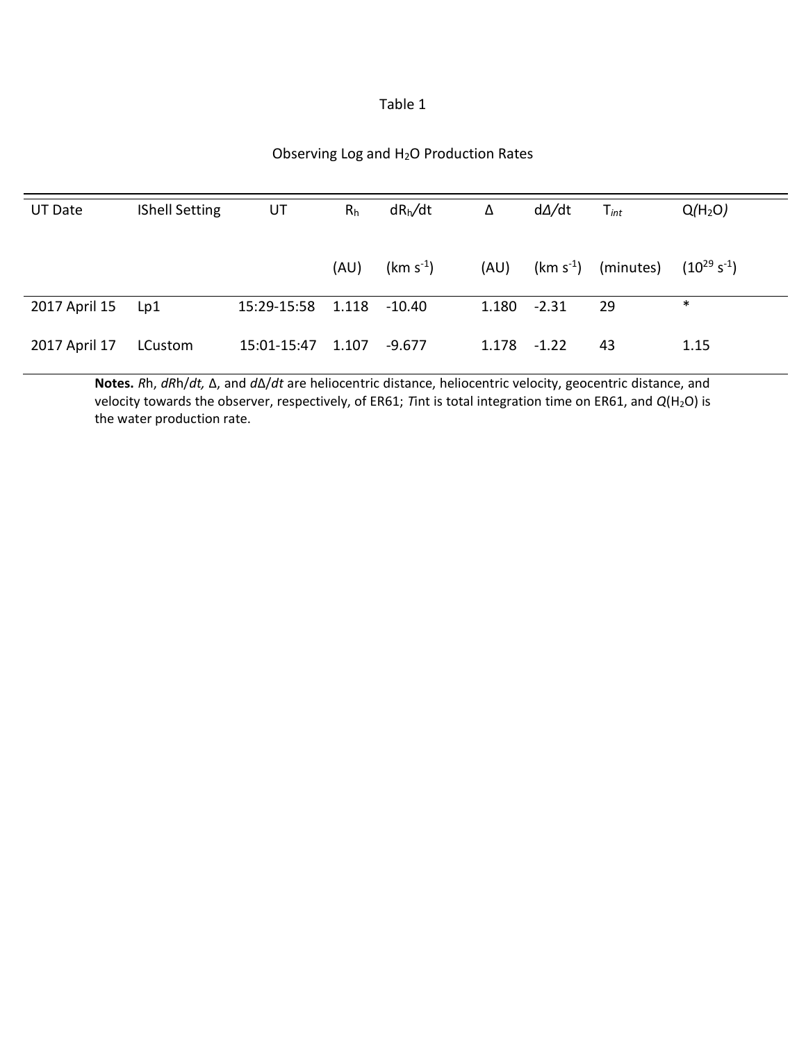Table 1

Observing Log and $H_2O$ Production Rates

| UT Date | IShell Setting | UT | $R_h$ | $dR_h/dt$ | Δ | $d\Delta/dt$ | $T_{int}$ | $Q(H_2O)$ |
|---|---|---|---|---|---|---|---|---|
| | | | (AU) | (km $s^{-1}$) | (AU) | (km $s^{-1}$) | (minutes) | ($10^{29}$ $s^{-1}$) |
| 2017 April 15 | Lp1 | 15:29-15:58 | 1.118 | -10.40 | 1.180 | -2.31 | 29 | * |
| 2017 April 17 | LCustom | 15:01-15:47 | 1.107 | -9.677 | 1.178 | -1.22 | 43 | 1.15 |

**Notes.** $R_h$, $dR_h/dt$, Δ, and $d\Delta/dt$ are heliocentric distance, heliocentric velocity, geocentric distance, and velocity towards the observer, respectively, of ER61; $T_{int}$ is total integration time on ER61, and $Q(H_2O)$ is the water production rate.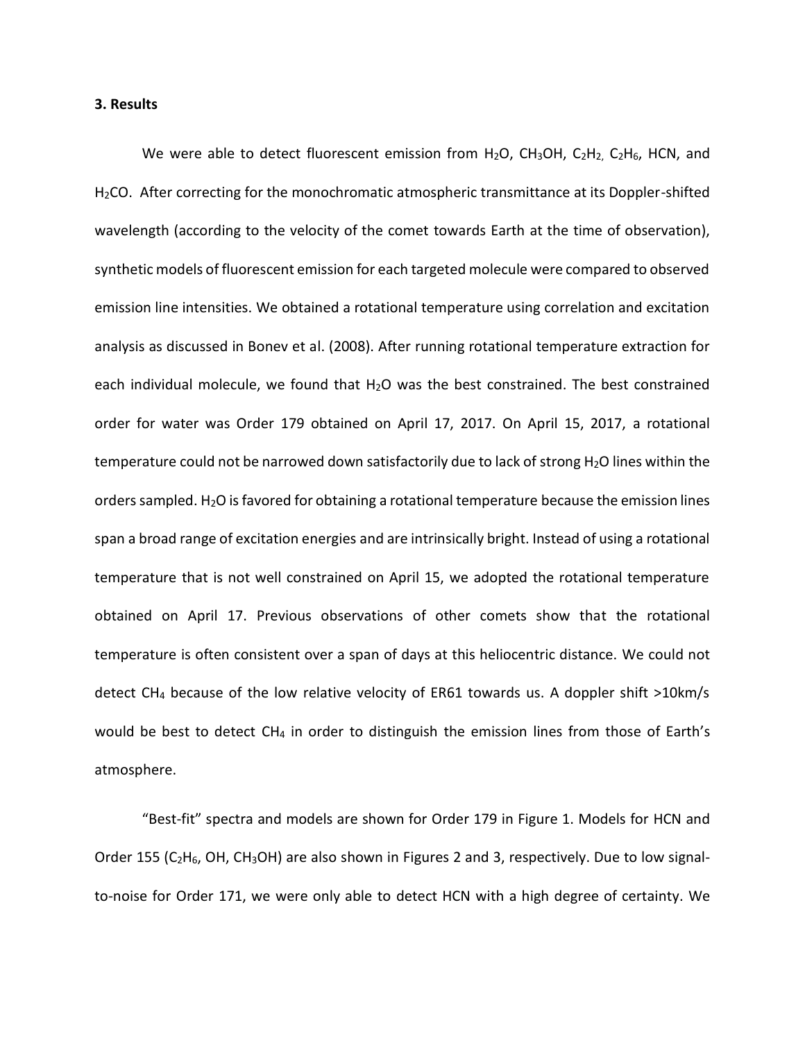**3. Results**

We were able to detect fluorescent emission from $H_2O$, $CH_3OH$, $C_2H_2$, $C_2H_6$, HCN, and $H_2CO$. After correcting for the monochromatic atmospheric transmittance at its Doppler-shifted wavelength (according to the velocity of the comet towards Earth at the time of observation), synthetic models of fluorescent emission for each targeted molecule were compared to observed emission line intensities. We obtained a rotational temperature using correlation and excitation analysis as discussed in Bonev et al. (2008). After running rotational temperature extraction for each individual molecule, we found that $H_2O$ was the best constrained. The best constrained order for water was Order 179 obtained on April 17, 2017. On April 15, 2017, a rotational temperature could not be narrowed down satisfactorily due to lack of strong $H_2O$ lines within the orders sampled. $H_2O$ is favored for obtaining a rotational temperature because the emission lines span a broad range of excitation energies and are intrinsically bright. Instead of using a rotational temperature that is not well constrained on April 15, we adopted the rotational temperature obtained on April 17. Previous observations of other comets show that the rotational temperature is often consistent over a span of days at this heliocentric distance. We could not detect $CH_4$ because of the low relative velocity of ER61 towards us. A doppler shift >10km/s would be best to detect $CH_4$ in order to distinguish the emission lines from those of Earth's atmosphere.

"Best-fit" spectra and models are shown for Order 179 in Figure 1. Models for HCN and Order 155 ($C_2H_6$, OH, $CH_3OH$) are also shown in Figures 2 and 3, respectively. Due to low signal-to-noise for Order 171, we were only able to detect HCN with a high degree of certainty. We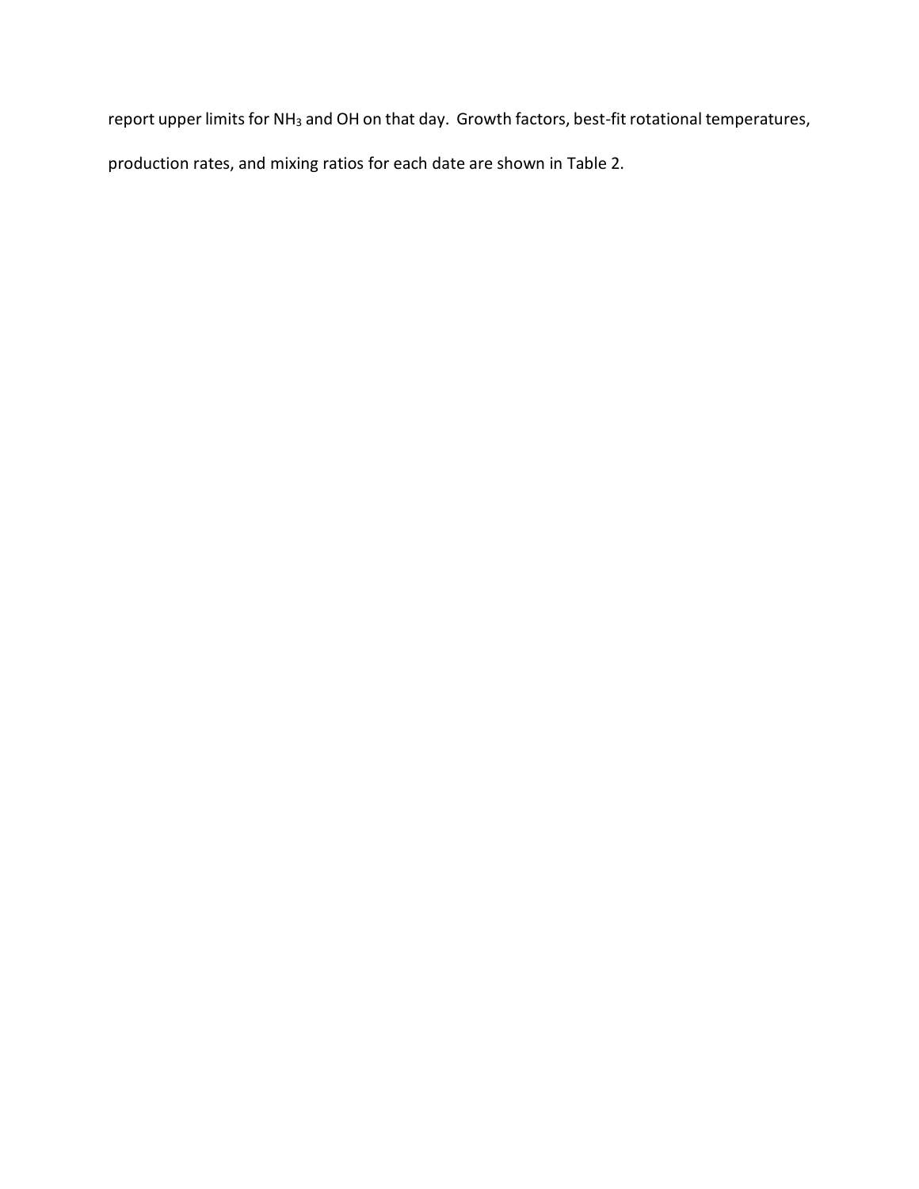report upper limits for $NH_3$ and OH on that day. Growth factors, best-fit rotational temperatures, production rates, and mixing ratios for each date are shown in Table 2.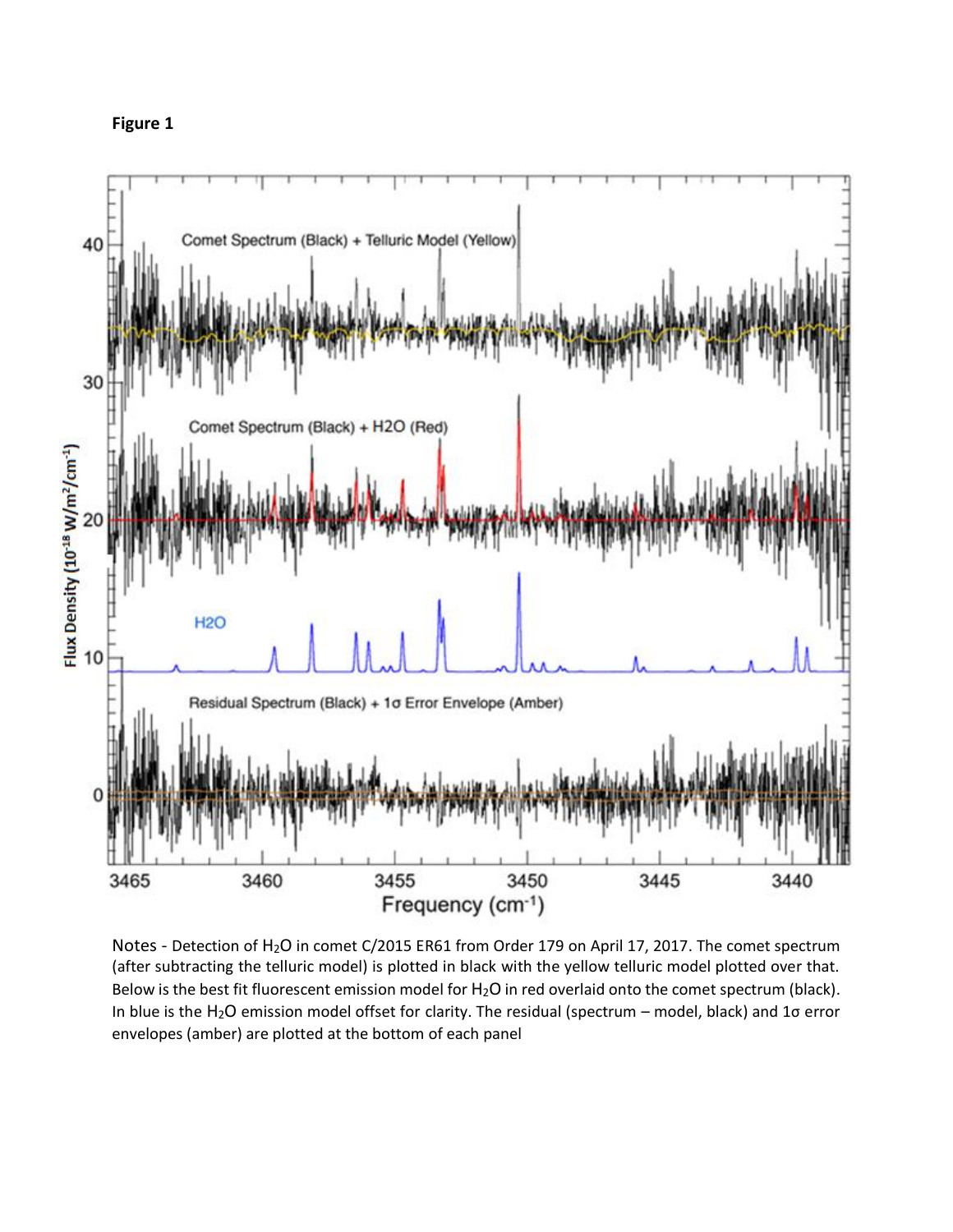**Figure 1**

Notes - Detection of $H_2O$ in comet C/2015 ER61 from Order 179 on April 17, 2017. The comet spectrum (after subtracting the telluric model) is plotted in black with the yellow telluric model plotted over that. Below is the best fit fluorescent emission model for $H_2O$ in red overlaid onto the comet spectrum (black). In blue is the $H_2O$ emission model offset for clarity. The residual (spectrum – model, black) and $1\sigma$ error envelopes (amber) are plotted at the bottom of each panel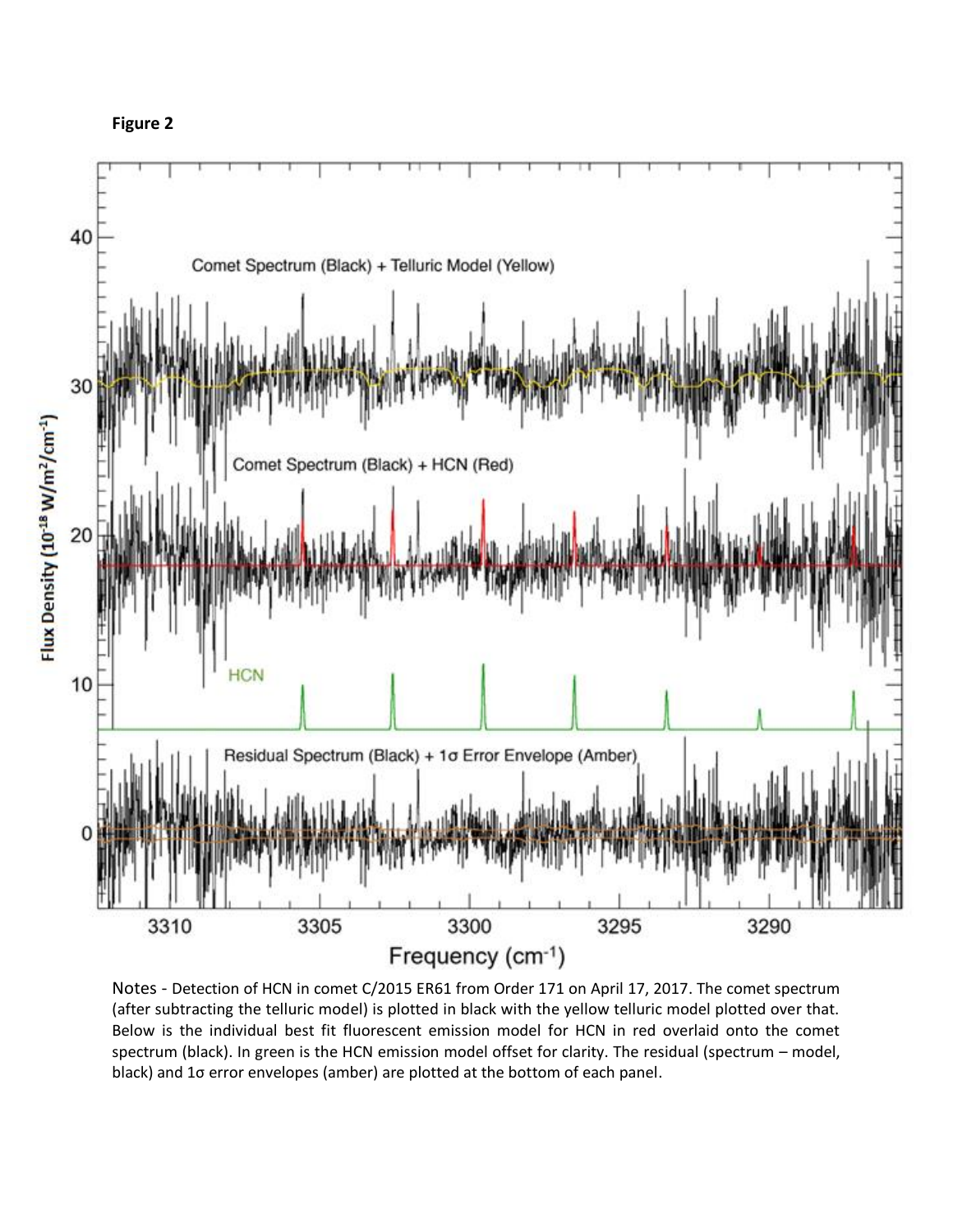**Figure 2**

Notes - Detection of HCN in comet C/2015 ER61 from Order 171 on April 17, 2017. The comet spectrum (after subtracting the telluric model) is plotted in black with the yellow telluric model plotted over that. Below is the individual best fit fluorescent emission model for HCN in red overlaid onto the comet spectrum (black). In green is the HCN emission model offset for clarity. The residual (spectrum – model, black) and 1σ error envelopes (amber) are plotted at the bottom of each panel.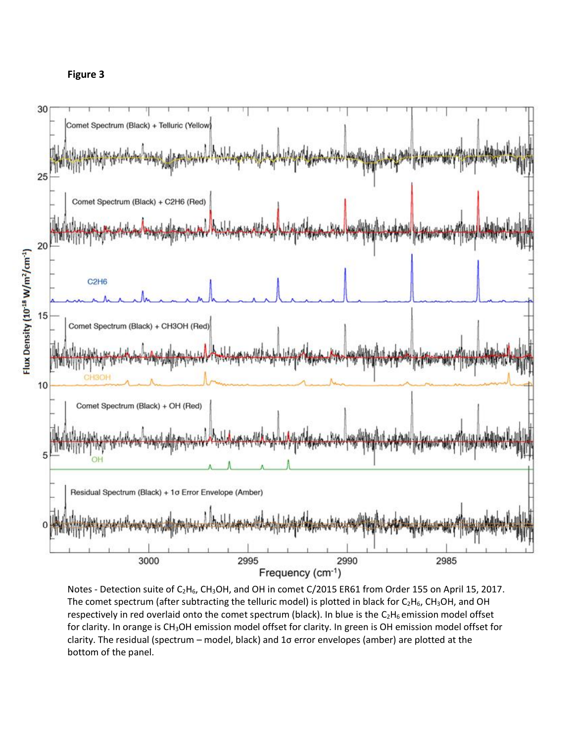**Figure 3**

Notes - Detection suite of $C_2H_6$, $CH_3OH$, and OH in comet C/2015 ER61 from Order 155 on April 15, 2017. The comet spectrum (after subtracting the telluric model) is plotted in black for $C_2H_6$, $CH_3OH$, and OH respectively in red overlaid onto the comet spectrum (black). In blue is the $C_2H_6$ emission model offset for clarity. In orange is $CH_3OH$ emission model offset for clarity. In green is OH emission model offset for clarity. The residual (spectrum – model, black) and 1σ error envelopes (amber) are plotted at the bottom of the panel.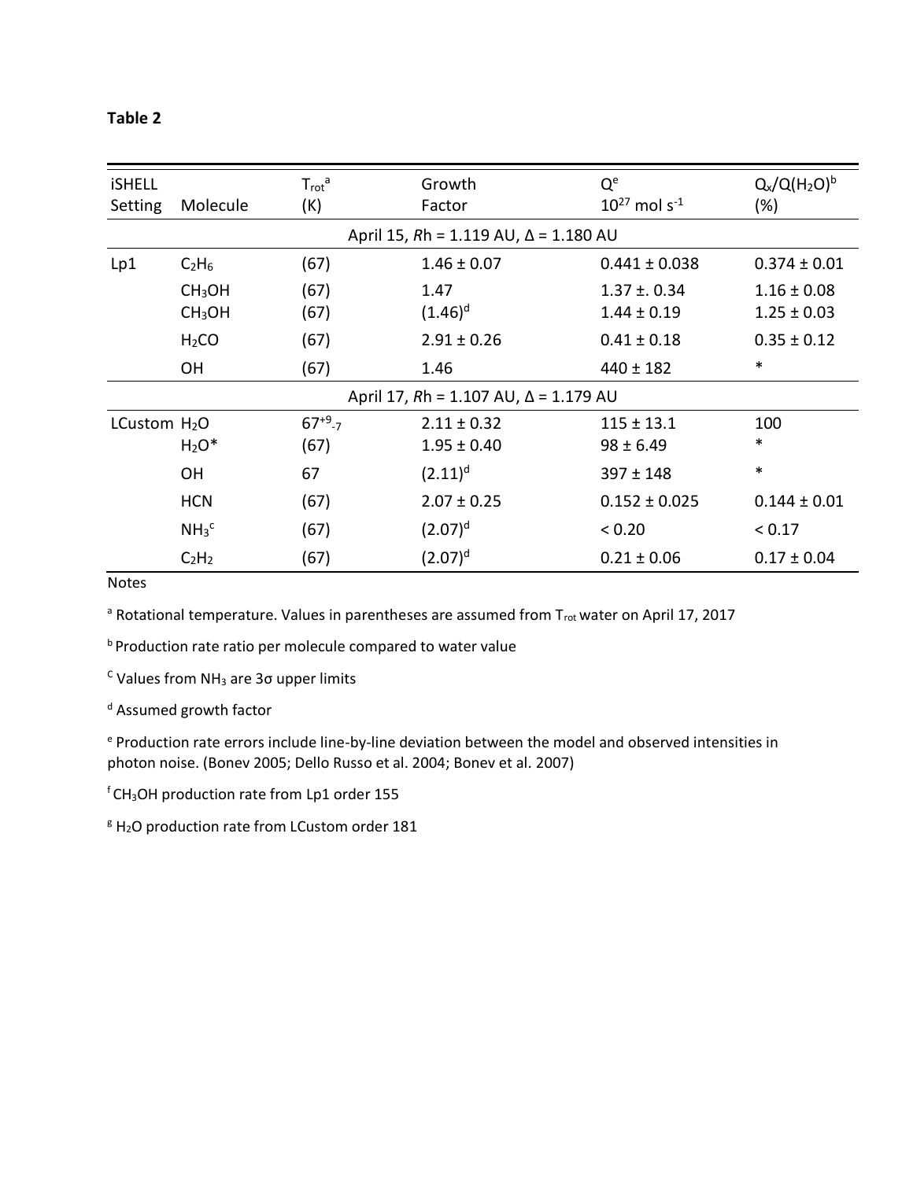**Table 2**

| iSHELL Setting | Molecule | $T_{rot}$[a] (K) | Growth Factor | $Q$[e] $10^{27}$ mol $s^{-1}$ | $Q_x/Q(H_2O)$[b] (%) |
|---|---|---|---|---|---|
| | | April 15, *R*h = 1.119 AU, Δ = 1.180 AU | | | |
| Lp1 | $C_2H_6$ | (67) | 1.46 ± 0.07 | 0.441 ± 0.038 | 0.374 ± 0.01 |
| | $CH_3OH$ | (67) | 1.47 | 1.37 ±. 0.34 | 1.16 ± 0.08 |
| | $CH_3OH$ | (67) | (1.46)[d] | 1.44 ± 0.19 | 1.25 ± 0.03 |
| | $H_2CO$ | (67) | 2.91 ± 0.26 | 0.41 ± 0.18 | 0.35 ± 0.12 |
| | OH | (67) | 1.46 | 440 ± 182 | * |
| | | April 17, *R*h = 1.107 AU, Δ = 1.179 AU | | | |
| LCustom | $H_2O$ | $67^{+9}_{-7}$ | 2.11 ± 0.32 | 115 ± 13.1 | 100 |
| | $H_2O$* | (67) | 1.95 ± 0.40 | 98 ± 6.49 | * |
| | OH | 67 | (2.11)[d] | 397 ± 148 | * |
| | HCN | (67) | 2.07 ± 0.25 | 0.152 ± 0.025 | 0.144 ± 0.01 |
| | $NH_3$[c] | (67) | (2.07)[d] | < 0.20 | < 0.17 |
| | $C_2H_2$ | (67) | (2.07)[d] | 0.21 ± 0.06 | 0.17 ± 0.04 |

Notes

[a] Rotational temperature. Values in parentheses are assumed from $T_{rot}$ water on April 17, 2017

[b] Production rate ratio per molecule compared to water value

[c] Values from $NH_3$ are 3σ upper limits

[d] Assumed growth factor

[e] Production rate errors include line-by-line deviation between the model and observed intensities in photon noise. (Bonev 2005; Dello Russo et al. 2004; Bonev et al. 2007)

[f] $CH_3OH$ production rate from Lp1 order 155

[g] $H_2O$ production rate from LCustom order 181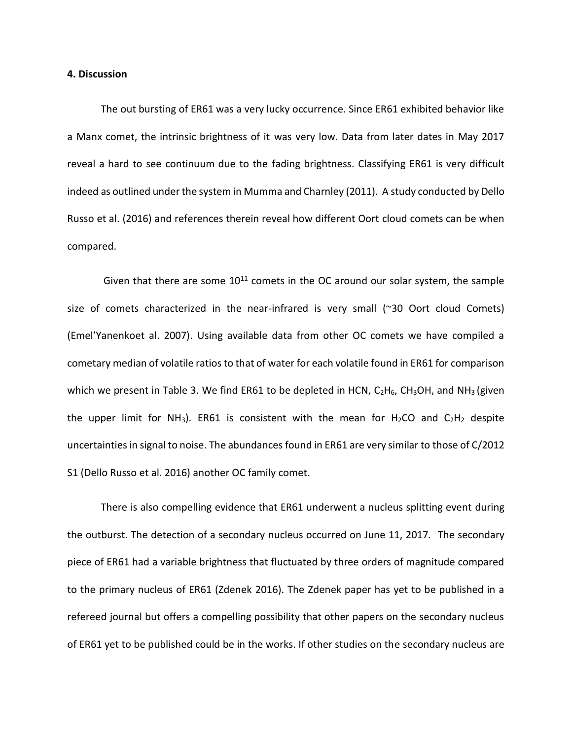**4. Discussion**

The out bursting of ER61 was a very lucky occurrence. Since ER61 exhibited behavior like a Manx comet, the intrinsic brightness of it was very low. Data from later dates in May 2017 reveal a hard to see continuum due to the fading brightness. Classifying ER61 is very difficult indeed as outlined under the system in Mumma and Charnley (2011). A study conducted by Dello Russo et al. (2016) and references therein reveal how different Oort cloud comets can be when compared.

Given that there are some $10^{11}$ comets in the OC around our solar system, the sample size of comets characterized in the near-infrared is very small (~30 Oort cloud Comets) (Emel'Yanenkoet al. 2007). Using available data from other OC comets we have compiled a cometary median of volatile ratios to that of water for each volatile found in ER61 for comparison which we present in Table 3. We find ER61 to be depleted in HCN, $C_2H_6$, $CH_3OH$, and $NH_3$ (given the upper limit for $NH_3$). ER61 is consistent with the mean for $H_2CO$ and $C_2H_2$ despite uncertainties in signal to noise. The abundances found in ER61 are very similar to those of C/2012 S1 (Dello Russo et al. 2016) another OC family comet.

There is also compelling evidence that ER61 underwent a nucleus splitting event during the outburst. The detection of a secondary nucleus occurred on June 11, 2017. The secondary piece of ER61 had a variable brightness that fluctuated by three orders of magnitude compared to the primary nucleus of ER61 (Zdenek 2016). The Zdenek paper has yet to be published in a refereed journal but offers a compelling possibility that other papers on the secondary nucleus of ER61 yet to be published could be in the works. If other studies on the secondary nucleus are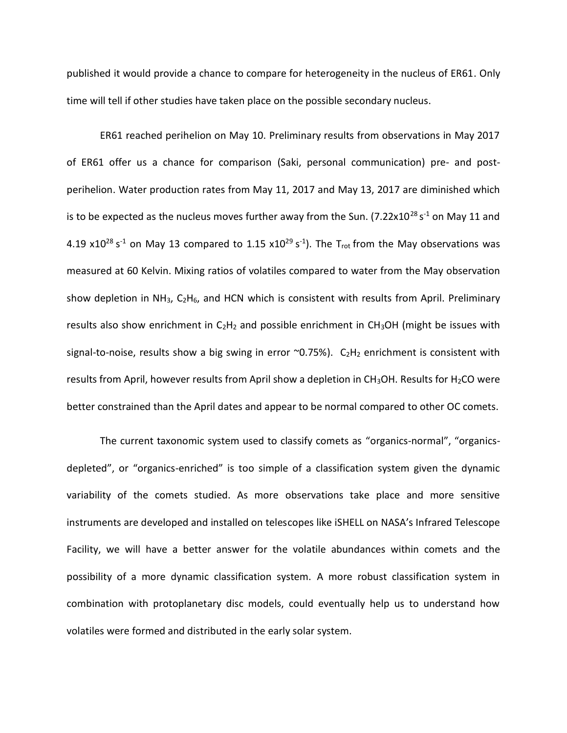published it would provide a chance to compare for heterogeneity in the nucleus of ER61. Only time will tell if other studies have taken place on the possible secondary nucleus.

ER61 reached perihelion on May 10. Preliminary results from observations in May 2017 of ER61 offer us a chance for comparison (Saki, personal communication) pre- and post-perihelion. Water production rates from May 11, 2017 and May 13, 2017 are diminished which is to be expected as the nucleus moves further away from the Sun. ($7.22 \times 10^{28}$ $s^{-1}$ on May 11 and $4.19 \times 10^{28}$ $s^{-1}$ on May 13 compared to $1.15 \times 10^{29}$ $s^{-1}$). The $T_{rot}$ from the May observations was measured at 60 Kelvin. Mixing ratios of volatiles compared to water from the May observation show depletion in $NH_3$, $C_2H_6$, and HCN which is consistent with results from April. Preliminary results also show enrichment in $C_2H_2$ and possible enrichment in $CH_3OH$ (might be issues with signal-to-noise, results show a big swing in error ~0.75%). $C_2H_2$ enrichment is consistent with results from April, however results from April show a depletion in $CH_3OH$. Results for $H_2CO$ were better constrained than the April dates and appear to be normal compared to other OC comets.

The current taxonomic system used to classify comets as "organics-normal", "organics-depleted", or "organics-enriched" is too simple of a classification system given the dynamic variability of the comets studied. As more observations take place and more sensitive instruments are developed and installed on telescopes like iSHELL on NASA's Infrared Telescope Facility, we will have a better answer for the volatile abundances within comets and the possibility of a more dynamic classification system. A more robust classification system in combination with protoplanetary disc models, could eventually help us to understand how volatiles were formed and distributed in the early solar system.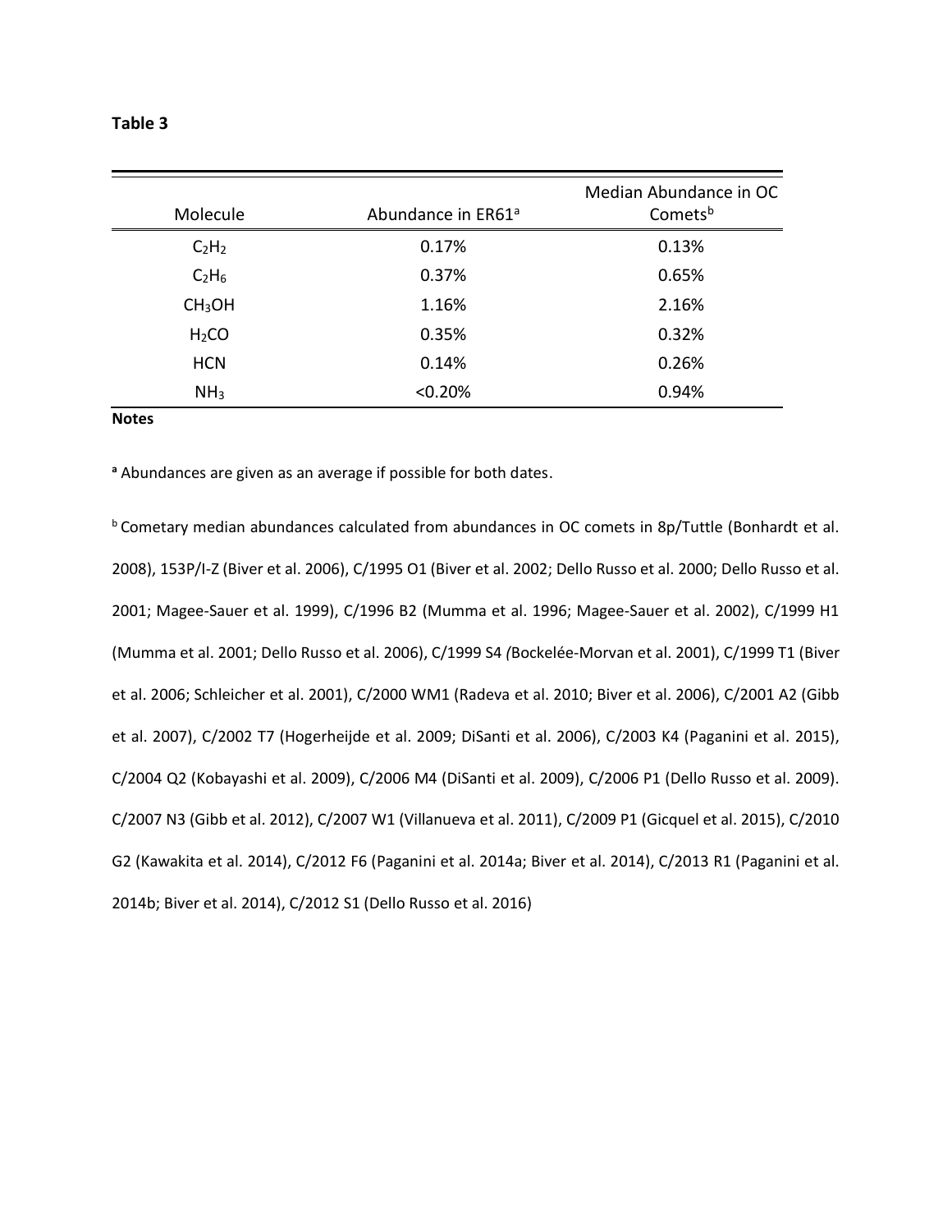**Table 3**

| Molecule | Abundance in ER61[a] | Median Abundance in OC Comets[b] |
|---|---|---|
| $C_2H_2$ | 0.17% | 0.13% |
| $C_2H_6$ | 0.37% | 0.65% |
| $CH_3OH$ | 1.16% | 2.16% |
| $H_2CO$ | 0.35% | 0.32% |
| HCN | 0.14% | 0.26% |
| $NH_3$ | <0.20% | 0.94% |

**Notes**

[a] Abundances are given as an average if possible for both dates.

[b] Cometary median abundances calculated from abundances in OC comets in 8p/Tuttle (Bonhardt et al. 2008), 153P/I-Z (Biver et al. 2006), C/1995 O1 (Biver et al. 2002; Dello Russo et al. 2000; Dello Russo et al. 2001; Magee-Sauer et al. 1999), C/1996 B2 (Mumma et al. 1996; Magee-Sauer et al. 2002), C/1999 H1 (Mumma et al. 2001; Dello Russo et al. 2006), C/1999 S4 *(*Bockelée-Morvan et al. 2001), C/1999 T1 (Biver et al. 2006; Schleicher et al. 2001), C/2000 WM1 (Radeva et al. 2010; Biver et al. 2006), C/2001 A2 (Gibb et al. 2007), C/2002 T7 (Hogerheijde et al. 2009; DiSanti et al. 2006), C/2003 K4 (Paganini et al. 2015), C/2004 Q2 (Kobayashi et al. 2009), C/2006 M4 (DiSanti et al. 2009), C/2006 P1 (Dello Russo et al. 2009). C/2007 N3 (Gibb et al. 2012), C/2007 W1 (Villanueva et al. 2011), C/2009 P1 (Gicquel et al. 2015), C/2010 G2 (Kawakita et al. 2014), C/2012 F6 (Paganini et al. 2014a; Biver et al. 2014), C/2013 R1 (Paganini et al. 2014b; Biver et al. 2014), C/2012 S1 (Dello Russo et al. 2016)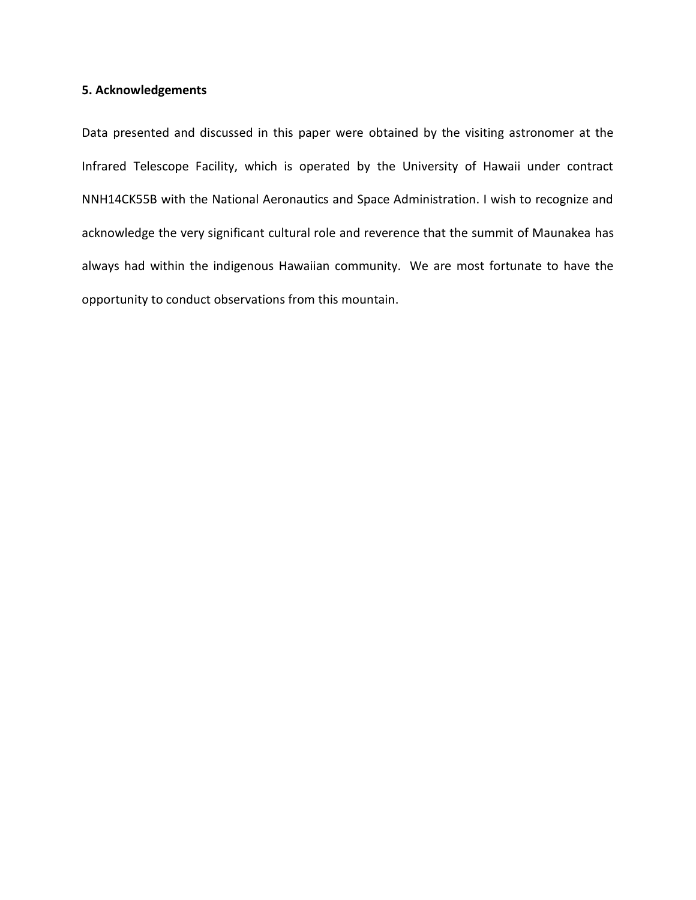**5. Acknowledgements**

Data presented and discussed in this paper were obtained by the visiting astronomer at the Infrared Telescope Facility, which is operated by the University of Hawaii under contract NNH14CK55B with the National Aeronautics and Space Administration. I wish to recognize and acknowledge the very significant cultural role and reverence that the summit of Maunakea has always had within the indigenous Hawaiian community. We are most fortunate to have the opportunity to conduct observations from this mountain.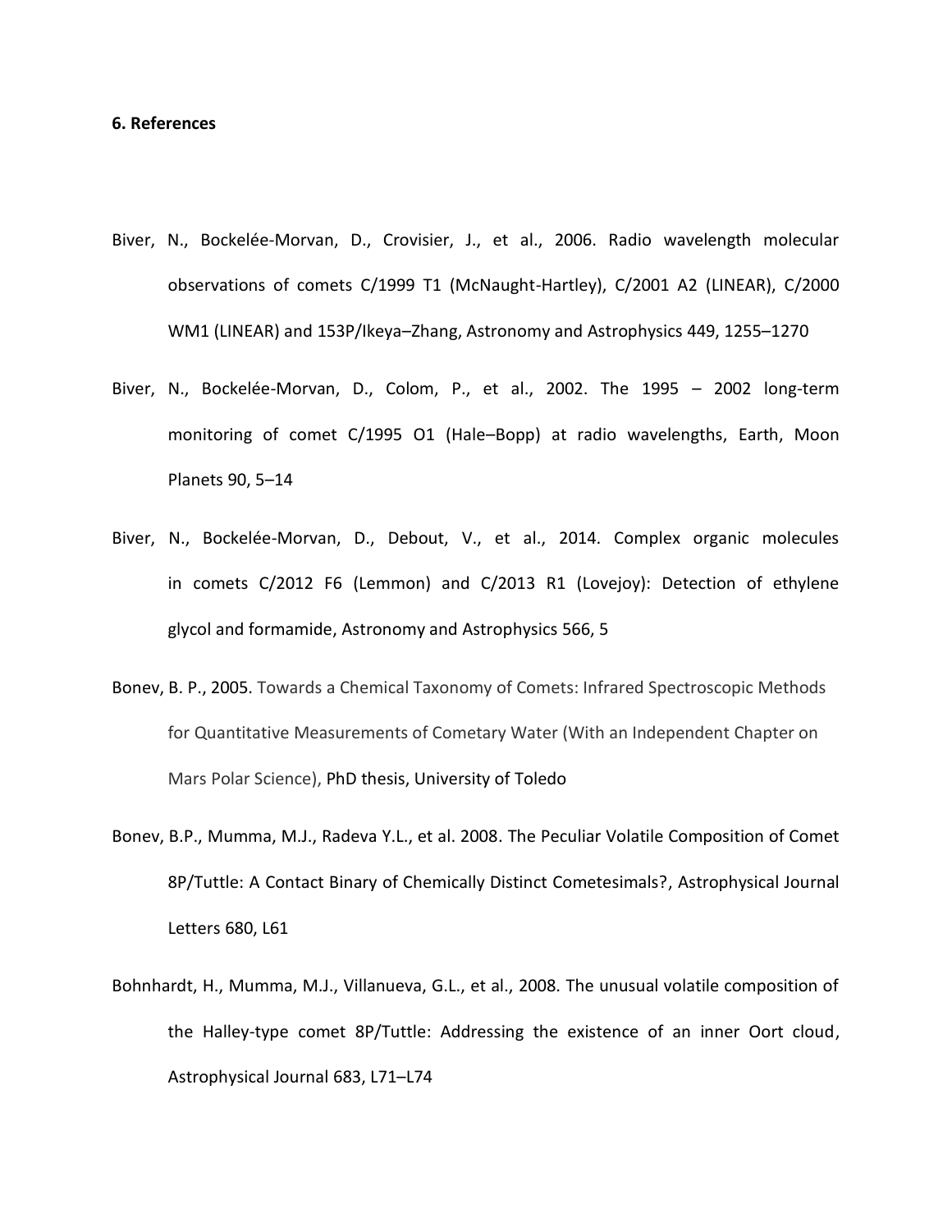**6. References**

Biver, N., Bockelée-Morvan, D., Crovisier, J., et al., 2006. Radio wavelength molecular observations of comets C/1999 T1 (McNaught-Hartley), C/2001 A2 (LINEAR), C/2000 WM1 (LINEAR) and 153P/Ikeya–Zhang, Astronomy and Astrophysics 449, 1255–1270

Biver, N., Bockelée-Morvan, D., Colom, P., et al., 2002. The 1995 – 2002 long-term monitoring of comet C/1995 O1 (Hale–Bopp) at radio wavelengths, Earth, Moon Planets 90, 5–14

Biver, N., Bockelée-Morvan, D., Debout, V., et al., 2014. Complex organic molecules in comets C/2012 F6 (Lemmon) and C/2013 R1 (Lovejoy): Detection of ethylene glycol and formamide, Astronomy and Astrophysics 566, 5

Bonev, B. P., 2005. Towards a Chemical Taxonomy of Comets: Infrared Spectroscopic Methods for Quantitative Measurements of Cometary Water (With an Independent Chapter on Mars Polar Science), PhD thesis, University of Toledo

Bonev, B.P., Mumma, M.J., Radeva Y.L., et al. 2008. The Peculiar Volatile Composition of Comet 8P/Tuttle: A Contact Binary of Chemically Distinct Cometesimals?, Astrophysical Journal Letters 680, L61

Bohnhardt, H., Mumma, M.J., Villanueva, G.L., et al., 2008. The unusual volatile composition of the Halley-type comet 8P/Tuttle: Addressing the existence of an inner Oort cloud, Astrophysical Journal 683, L71–L74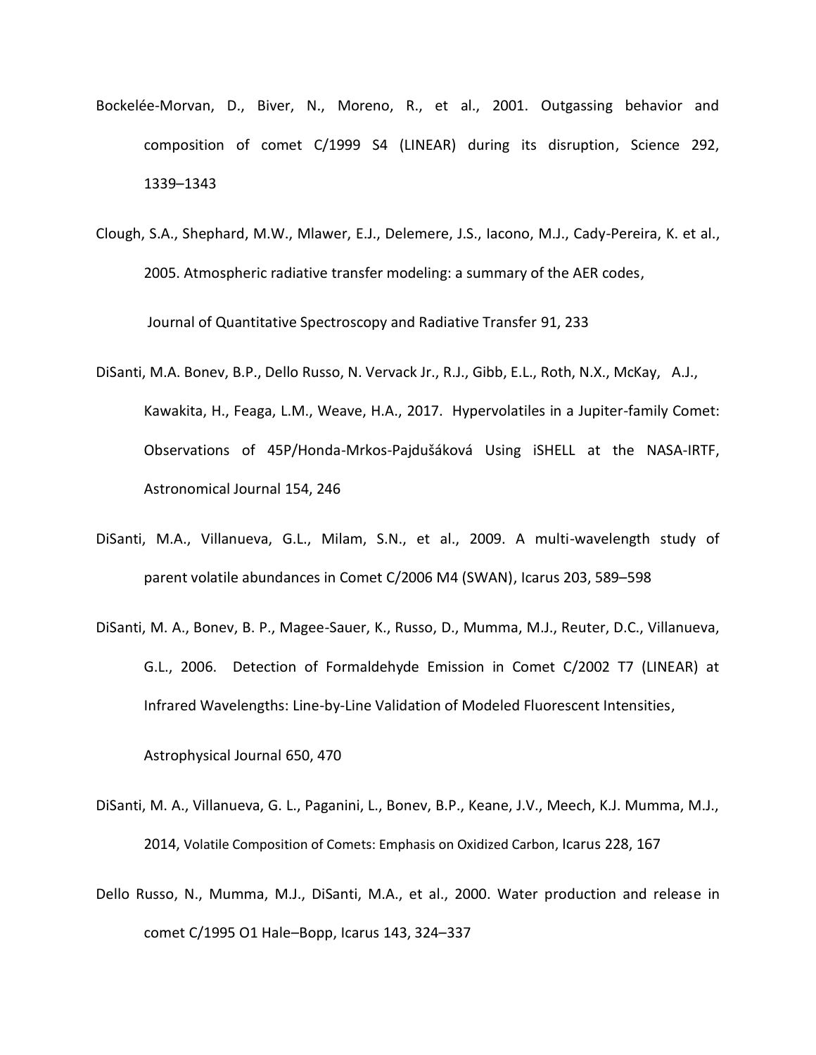Bockelée-Morvan, D., Biver, N., Moreno, R., et al., 2001. Outgassing behavior and composition of comet C/1999 S4 (LINEAR) during its disruption, Science 292, 1339–1343

Clough, S.A., Shephard, M.W., Mlawer, E.J., Delemere, J.S., Iacono, M.J., Cady-Pereira, K. et al., 2005. Atmospheric radiative transfer modeling: a summary of the AER codes, Journal of Quantitative Spectroscopy and Radiative Transfer 91, 233

DiSanti, M.A. Bonev, B.P., Dello Russo, N. Vervack Jr., R.J., Gibb, E.L., Roth, N.X., McKay, A.J., Kawakita, H., Feaga, L.M., Weave, H.A., 2017. Hypervolatiles in a Jupiter-family Comet: Observations of 45P/Honda-Mrkos-Pajdušáková Using iSHELL at the NASA-IRTF, Astronomical Journal 154, 246

DiSanti, M.A., Villanueva, G.L., Milam, S.N., et al., 2009. A multi-wavelength study of parent volatile abundances in Comet C/2006 M4 (SWAN), Icarus 203, 589–598

DiSanti, M. A., Bonev, B. P., Magee-Sauer, K., Russo, D., Mumma, M.J., Reuter, D.C., Villanueva, G.L., 2006. Detection of Formaldehyde Emission in Comet C/2002 T7 (LINEAR) at Infrared Wavelengths: Line-by-Line Validation of Modeled Fluorescent Intensities, Astrophysical Journal 650, 470

DiSanti, M. A., Villanueva, G. L., Paganini, L., Bonev, B.P., Keane, J.V., Meech, K.J. Mumma, M.J., 2014, Volatile Composition of Comets: Emphasis on Oxidized Carbon, Icarus 228, 167

Dello Russo, N., Mumma, M.J., DiSanti, M.A., et al., 2000. Water production and release in comet C/1995 O1 Hale–Bopp, Icarus 143, 324–337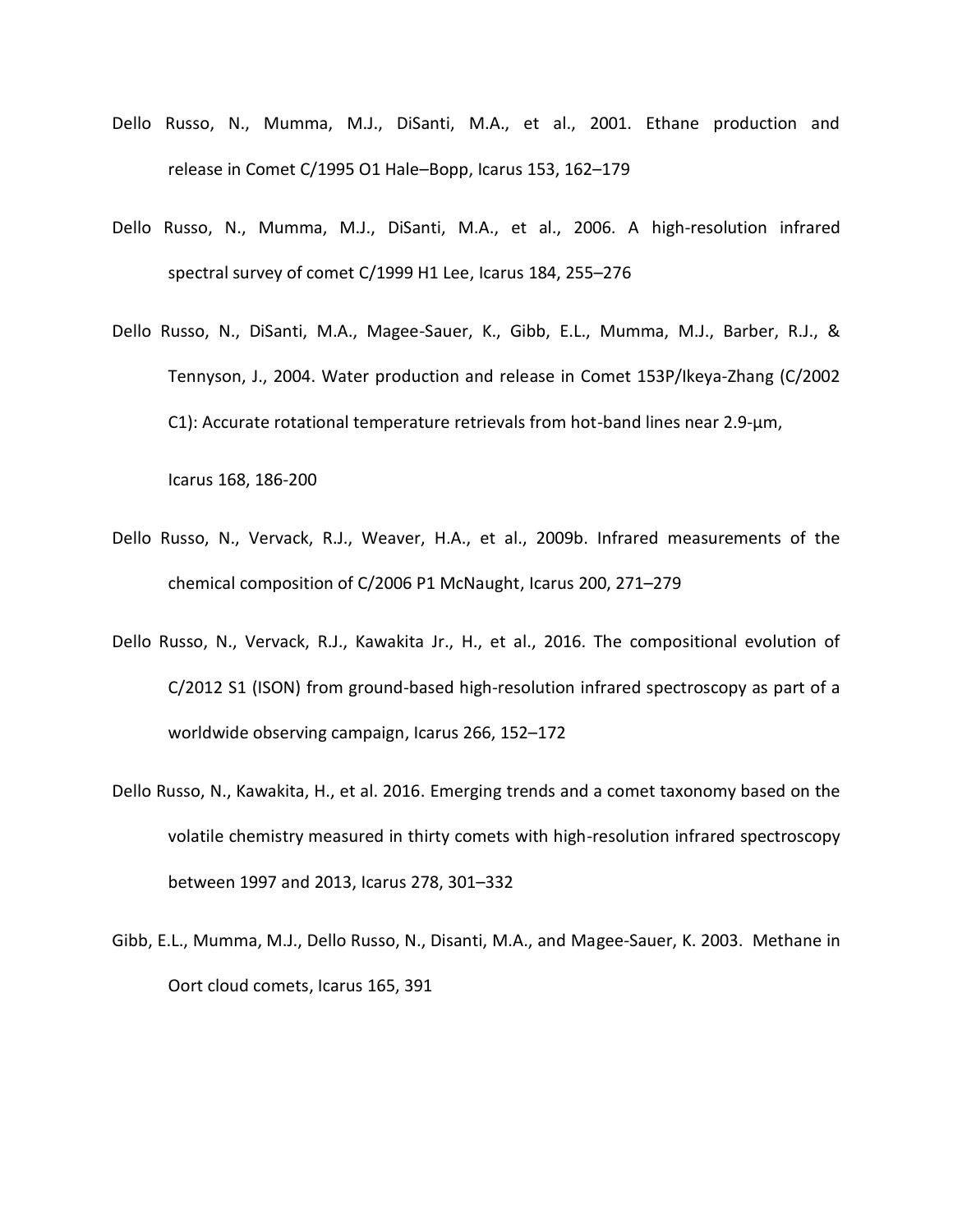Dello Russo, N., Mumma, M.J., DiSanti, M.A., et al., 2001. Ethane production and release in Comet C/1995 O1 Hale–Bopp, Icarus 153, 162–179

Dello Russo, N., Mumma, M.J., DiSanti, M.A., et al., 2006. A high-resolution infrared spectral survey of comet C/1999 H1 Lee, Icarus 184, 255–276

Dello Russo, N., DiSanti, M.A., Magee-Sauer, K., Gibb, E.L., Mumma, M.J., Barber, R.J., & Tennyson, J., 2004. Water production and release in Comet 153P/Ikeya-Zhang (C/2002 C1): Accurate rotational temperature retrievals from hot-band lines near 2.9-μm, Icarus 168, 186-200

Dello Russo, N., Vervack, R.J., Weaver, H.A., et al., 2009b. Infrared measurements of the chemical composition of C/2006 P1 McNaught, Icarus 200, 271–279

Dello Russo, N., Vervack, R.J., Kawakita Jr., H., et al., 2016. The compositional evolution of C/2012 S1 (ISON) from ground-based high-resolution infrared spectroscopy as part of a worldwide observing campaign, Icarus 266, 152–172

Dello Russo, N., Kawakita, H., et al. 2016. Emerging trends and a comet taxonomy based on the volatile chemistry measured in thirty comets with high-resolution infrared spectroscopy between 1997 and 2013, Icarus 278, 301–332

Gibb, E.L., Mumma, M.J., Dello Russo, N., Disanti, M.A., and Magee-Sauer, K. 2003. Methane in Oort cloud comets, Icarus 165, 391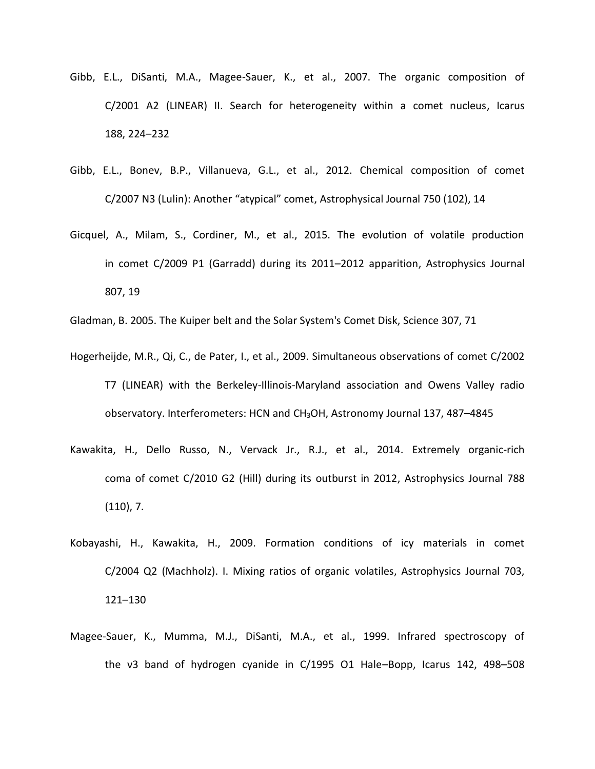Gibb, E.L., DiSanti, M.A., Magee-Sauer, K., et al., 2007. The organic composition of C/2001 A2 (LINEAR) II. Search for heterogeneity within a comet nucleus, Icarus 188, 224–232

Gibb, E.L., Bonev, B.P., Villanueva, G.L., et al., 2012. Chemical composition of comet C/2007 N3 (Lulin): Another “atypical” comet, Astrophysical Journal 750 (102), 14

Gicquel, A., Milam, S., Cordiner, M., et al., 2015. The evolution of volatile production in comet C/2009 P1 (Garradd) during its 2011–2012 apparition, Astrophysics Journal 807, 19

Gladman, B. 2005. The Kuiper belt and the Solar System's Comet Disk, Science 307, 71

Hogerheijde, M.R., Qi, C., de Pater, I., et al., 2009. Simultaneous observations of comet C/2002 T7 (LINEAR) with the Berkeley-Illinois-Maryland association and Owens Valley radio observatory. Interferometers: HCN and $CH_3OH$, Astronomy Journal 137, 487–4845

Kawakita, H., Dello Russo, N., Vervack Jr., R.J., et al., 2014. Extremely organic-rich coma of comet C/2010 G2 (Hill) during its outburst in 2012, Astrophysics Journal 788 (110), 7.

Kobayashi, H., Kawakita, H., 2009. Formation conditions of icy materials in comet C/2004 Q2 (Machholz). I. Mixing ratios of organic volatiles, Astrophysics Journal 703, 121–130

Magee-Sauer, K., Mumma, M.J., DiSanti, M.A., et al., 1999. Infrared spectroscopy of the v3 band of hydrogen cyanide in C/1995 O1 Hale–Bopp, Icarus 142, 498–508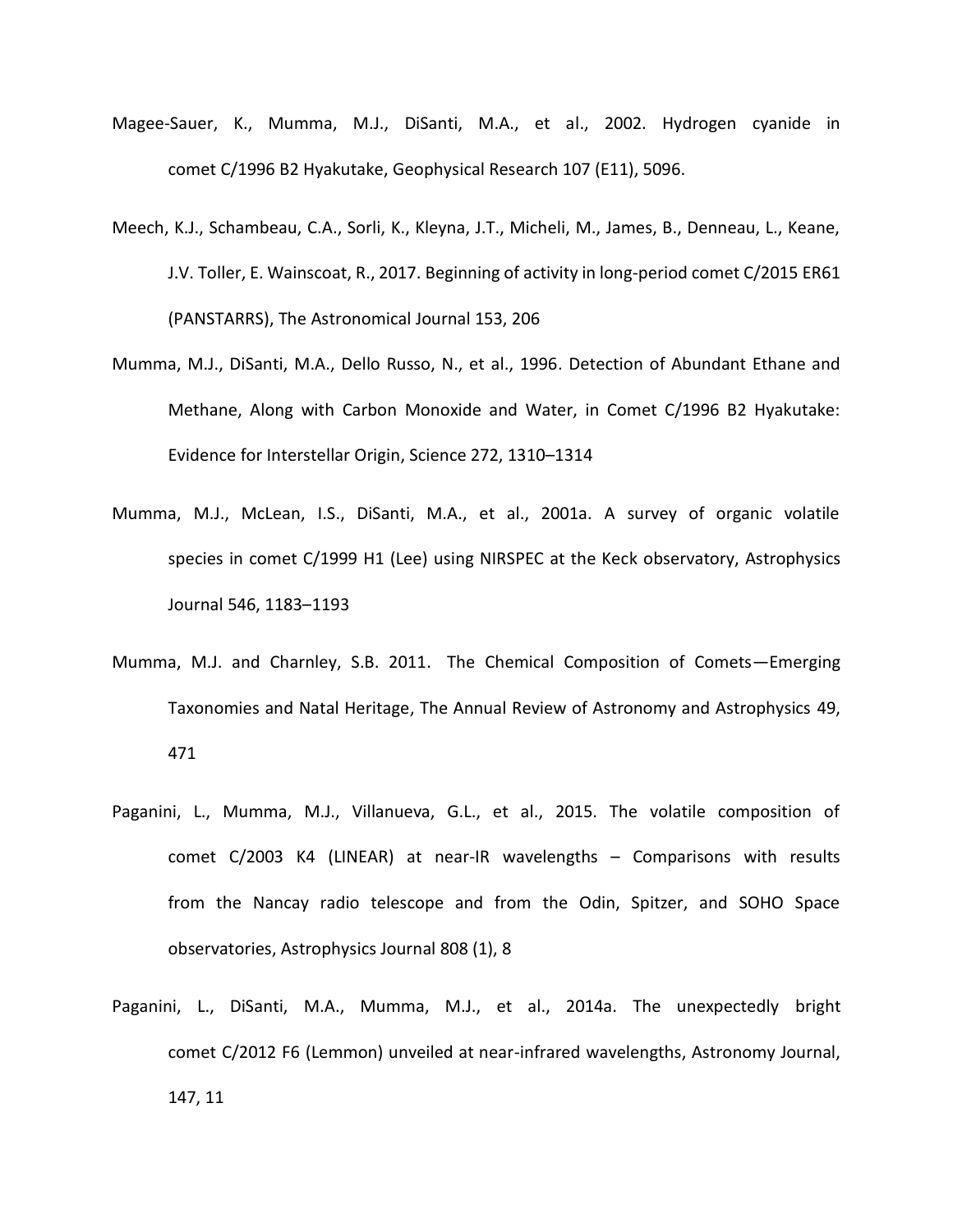Magee-Sauer, K., Mumma, M.J., DiSanti, M.A., et al., 2002. Hydrogen cyanide in comet C/1996 B2 Hyakutake, Geophysical Research 107 (E11), 5096.

Meech, K.J., Schambeau, C.A., Sorli, K., Kleyna, J.T., Micheli, M., James, B., Denneau, L., Keane, J.V. Toller, E. Wainscoat, R., 2017. Beginning of activity in long-period comet C/2015 ER61 (PANSTARRS), The Astronomical Journal 153, 206

Mumma, M.J., DiSanti, M.A., Dello Russo, N., et al., 1996. Detection of Abundant Ethane and Methane, Along with Carbon Monoxide and Water, in Comet C/1996 B2 Hyakutake: Evidence for Interstellar Origin, Science 272, 1310–1314

Mumma, M.J., McLean, I.S., DiSanti, M.A., et al., 2001a. A survey of organic volatile species in comet C/1999 H1 (Lee) using NIRSPEC at the Keck observatory, Astrophysics Journal 546, 1183–1193

Mumma, M.J. and Charnley, S.B. 2011. The Chemical Composition of Comets—Emerging Taxonomies and Natal Heritage, The Annual Review of Astronomy and Astrophysics 49, 471

Paganini, L., Mumma, M.J., Villanueva, G.L., et al., 2015. The volatile composition of comet C/2003 K4 (LINEAR) at near-IR wavelengths – Comparisons with results from the Nancay radio telescope and from the Odin, Spitzer, and SOHO Space observatories, Astrophysics Journal 808 (1), 8

Paganini, L., DiSanti, M.A., Mumma, M.J., et al., 2014a. The unexpectedly bright comet C/2012 F6 (Lemmon) unveiled at near-infrared wavelengths, Astronomy Journal, 147, 11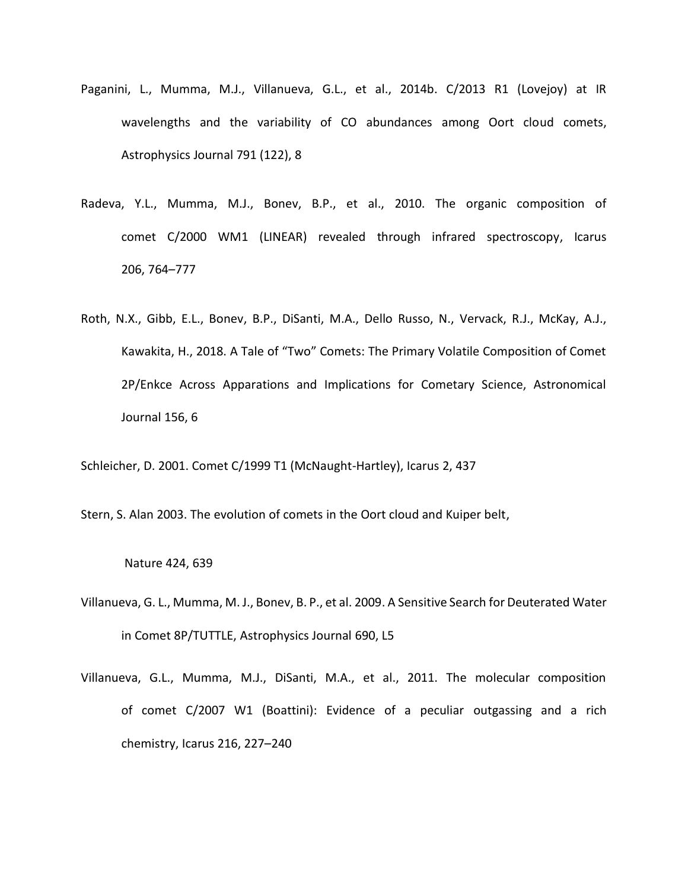Paganini, L., Mumma, M.J., Villanueva, G.L., et al., 2014b. C/2013 R1 (Lovejoy) at IR wavelengths and the variability of CO abundances among Oort cloud comets, Astrophysics Journal 791 (122), 8

Radeva, Y.L., Mumma, M.J., Bonev, B.P., et al., 2010. The organic composition of comet C/2000 WM1 (LINEAR) revealed through infrared spectroscopy, Icarus 206, 764–777

Roth, N.X., Gibb, E.L., Bonev, B.P., DiSanti, M.A., Dello Russo, N., Vervack, R.J., McKay, A.J., Kawakita, H., 2018. A Tale of "Two" Comets: The Primary Volatile Composition of Comet 2P/Enkce Across Apparations and Implications for Cometary Science, Astronomical Journal 156, 6

Schleicher, D. 2001. Comet C/1999 T1 (McNaught-Hartley), Icarus 2, 437

Stern, S. Alan 2003. The evolution of comets in the Oort cloud and Kuiper belt,

Nature 424, 639

Villanueva, G. L., Mumma, M. J., Bonev, B. P., et al. 2009. A Sensitive Search for Deuterated Water in Comet 8P/TUTTLE, Astrophysics Journal 690, L5

Villanueva, G.L., Mumma, M.J., DiSanti, M.A., et al., 2011. The molecular composition of comet C/2007 W1 (Boattini): Evidence of a peculiar outgassing and a rich chemistry, Icarus 216, 227–240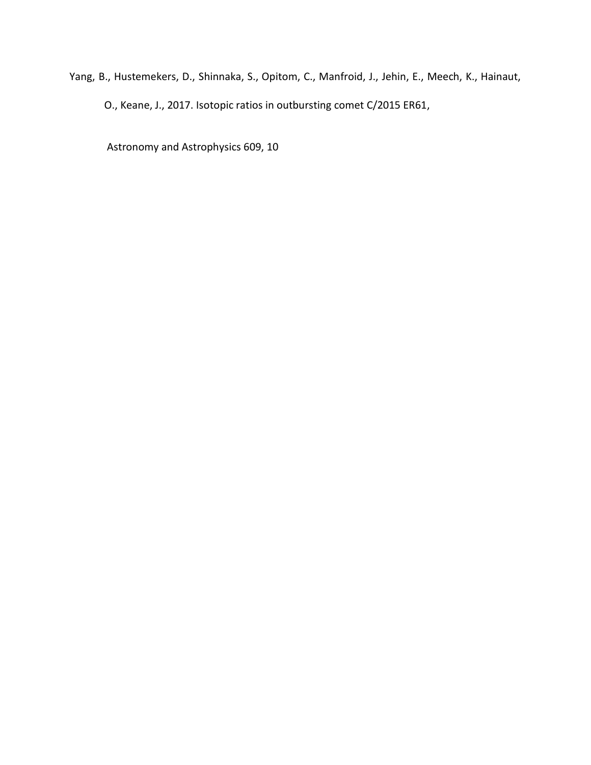Yang, B., Hustemekers, D., Shinnaka, S., Opitom, C., Manfroid, J., Jehin, E., Meech, K., Hainaut, O., Keane, J., 2017. Isotopic ratios in outbursting comet C/2015 ER61, Astronomy and Astrophysics 609, 10